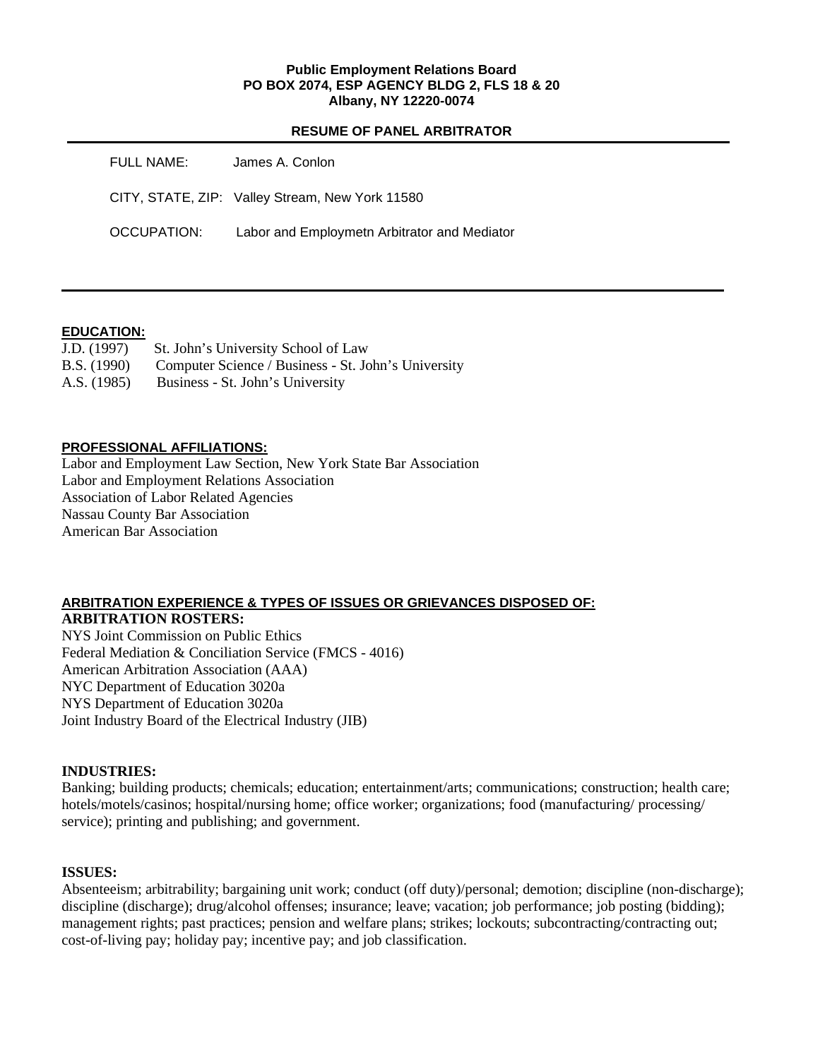**Public Employment Relations Board**
**PO BOX 2074, ESP AGENCY BLDG 2, FLS 18 & 20**
**Albany, NY 12220-0074**

**RESUME OF PANEL ARBITRATOR**

FULL NAME: James A. Conlon

CITY, STATE, ZIP: Valley Stream, New York 11580

OCCUPATION: Labor and Employmetn Arbitrator and Mediator

---

**EDUCATION:**

J.D. (1997) St. John's University School of Law
B.S. (1990) Computer Science / Business - St. John's University
A.S. (1985) Business - St. John's University

**PROFESSIONAL AFFILIATIONS:**

Labor and Employment Law Section, New York State Bar Association
Labor and Employment Relations Association
Association of Labor Related Agencies
Nassau County Bar Association
American Bar Association

**ARBITRATION EXPERIENCE & TYPES OF ISSUES OR GRIEVANCES DISPOSED OF:**

**ARBITRATION ROSTERS:**

NYS Joint Commission on Public Ethics
Federal Mediation & Conciliation Service (FMCS - 4016)
American Arbitration Association (AAA)
NYC Department of Education 3020a
NYS Department of Education 3020a
Joint Industry Board of the Electrical Industry (JIB)

**INDUSTRIES:**

Banking; building products; chemicals; education; entertainment/arts; communications; construction; health care; hotels/motels/casinos; hospital/nursing home; office worker; organizations; food (manufacturing/ processing/ service); printing and publishing; and government.

**ISSUES:**

Absenteeism; arbitrability; bargaining unit work; conduct (off duty)/personal; demotion; discipline (non-discharge); discipline (discharge); drug/alcohol offenses; insurance; leave; vacation; job performance; job posting (bidding); management rights; past practices; pension and welfare plans; strikes; lockouts; subcontracting/contracting out; cost-of-living pay; holiday pay; incentive pay; and job classification.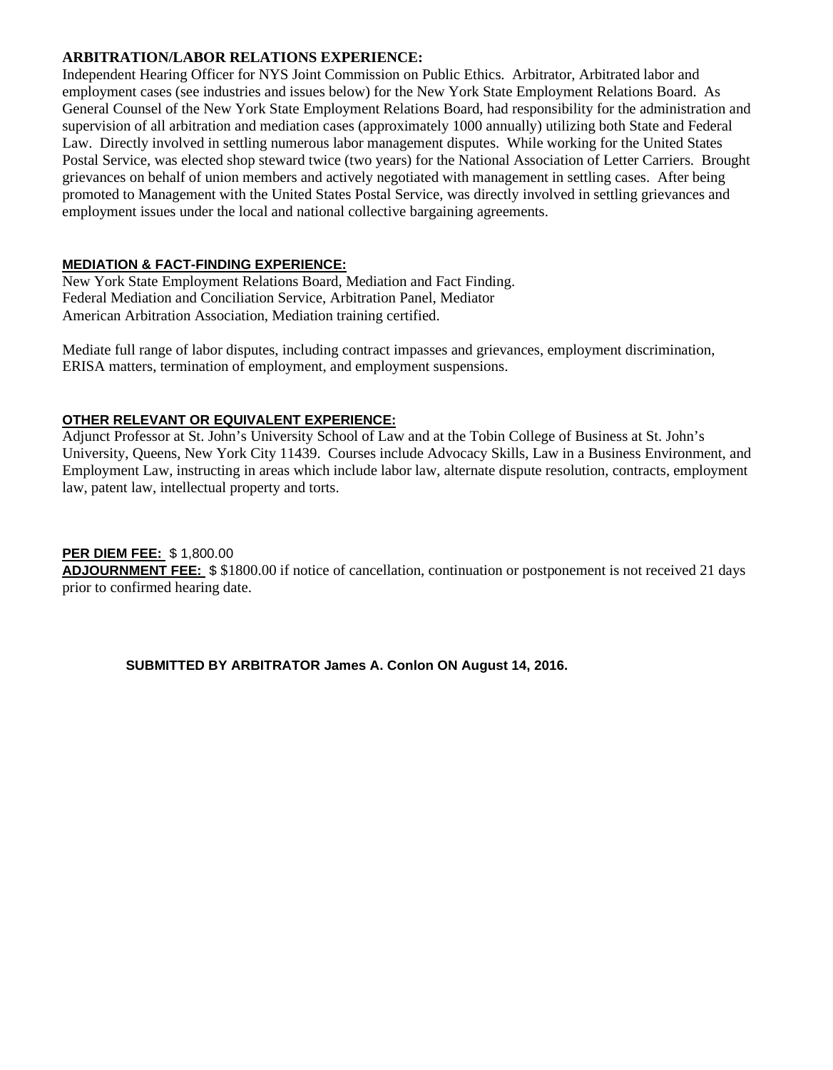**ARBITRATION/LABOR RELATIONS EXPERIENCE:**
Independent Hearing Officer for NYS Joint Commission on Public Ethics. Arbitrator, Arbitrated labor and employment cases (see industries and issues below) for the New York State Employment Relations Board. As General Counsel of the New York State Employment Relations Board, had responsibility for the administration and supervision of all arbitration and mediation cases (approximately 1000 annually) utilizing both State and Federal Law. Directly involved in settling numerous labor management disputes. While working for the United States Postal Service, was elected shop steward twice (two years) for the National Association of Letter Carriers. Brought grievances on behalf of union members and actively negotiated with management in settling cases. After being promoted to Management with the United States Postal Service, was directly involved in settling grievances and employment issues under the local and national collective bargaining agreements.

**MEDIATION & FACT-FINDING EXPERIENCE:**
New York State Employment Relations Board, Mediation and Fact Finding.
Federal Mediation and Conciliation Service, Arbitration Panel, Mediator
American Arbitration Association, Mediation training certified.

Mediate full range of labor disputes, including contract impasses and grievances, employment discrimination, ERISA matters, termination of employment, and employment suspensions.

**OTHER RELEVANT OR EQUIVALENT EXPERIENCE:**
Adjunct Professor at St. John's University School of Law and at the Tobin College of Business at St. John's University, Queens, New York City 11439. Courses include Advocacy Skills, Law in a Business Environment, and Employment Law, instructing in areas which include labor law, alternate dispute resolution, contracts, employment law, patent law, intellectual property and torts.

**PER DIEM FEE:** $ 1,800.00
**ADJOURNMENT FEE:** $ $1800.00 if notice of cancellation, continuation or postponement is not received 21 days prior to confirmed hearing date.

**SUBMITTED BY ARBITRATOR James A. Conlon ON August 14, 2016.**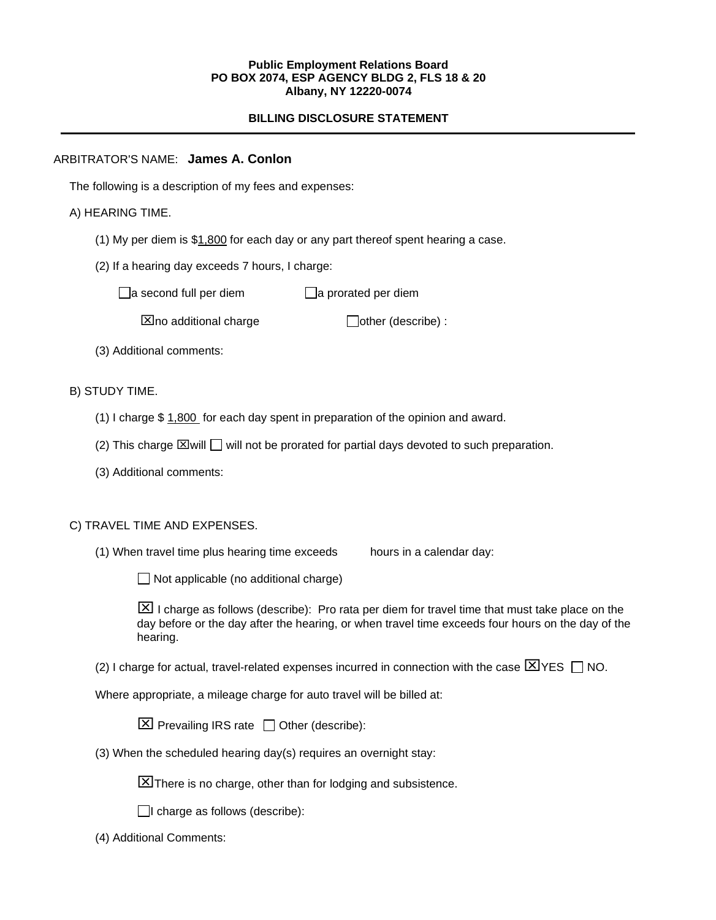**Public Employment Relations Board**
**PO BOX 2074, ESP AGENCY BLDG 2, FLS 18 & 20**
**Albany, NY 12220-0074**

**BILLING DISCLOSURE STATEMENT**

---

ARBITRATOR'S NAME: **James A. Conlon**

The following is a description of my fees and expenses:

A) HEARING TIME.

(1) My per diem is $1,800 for each day or any part thereof spent hearing a case.

(2) If a hearing day exceeds 7 hours, I charge:

☐ a second full per diem ☐ a prorated per diem

☒ no additional charge ☐ other (describe) :

(3) Additional comments:

B) STUDY TIME.

(1) I charge $ 1,800 for each day spent in preparation of the opinion and award.

(2) This charge ☒ will ☐ will not be prorated for partial days devoted to such preparation.

(3) Additional comments:

C) TRAVEL TIME AND EXPENSES.

(1) When travel time plus hearing time exceeds hours in a calendar day:

☐ Not applicable (no additional charge)

☒ I charge as follows (describe): Pro rata per diem for travel time that must take place on the day before or the day after the hearing, or when travel time exceeds four hours on the day of the hearing.

(2) I charge for actual, travel-related expenses incurred in connection with the case ☒ YES ☐ NO.

Where appropriate, a mileage charge for auto travel will be billed at:

☒ Prevailing IRS rate ☐ Other (describe):

(3) When the scheduled hearing day(s) requires an overnight stay:

☒ There is no charge, other than for lodging and subsistence.

☐ I charge as follows (describe):

(4) Additional Comments: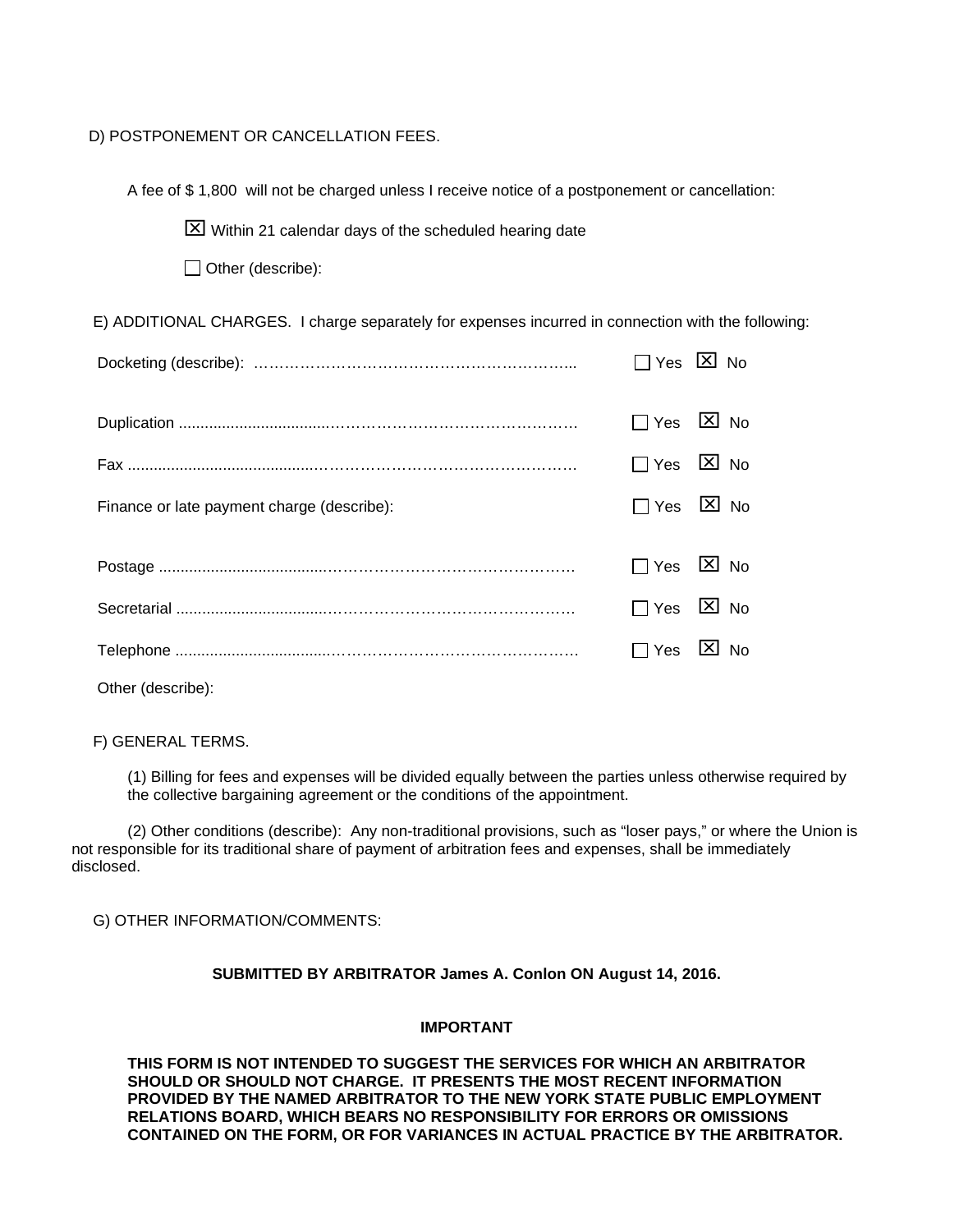D) POSTPONEMENT OR CANCELLATION FEES.

A fee of $ 1,800 will not be charged unless I receive notice of a postponement or cancellation:

☒ Within 21 calendar days of the scheduled hearing date

☐ Other (describe):

E) ADDITIONAL CHARGES. I charge separately for expenses incurred in connection with the following:

| | |
|---|---|
| Docketing (describe): | ☐ Yes ☒ No |
| Duplication | ☐ Yes ☒ No |
| Fax | ☐ Yes ☒ No |
| Finance or late payment charge (describe): | ☐ Yes ☒ No |
| Postage | ☐ Yes ☒ No |
| Secretarial | ☐ Yes ☒ No |
| Telephone | ☐ Yes ☒ No |

Other (describe):

F) GENERAL TERMS.

(1) Billing for fees and expenses will be divided equally between the parties unless otherwise required by the collective bargaining agreement or the conditions of the appointment.

(2) Other conditions (describe): Any non-traditional provisions, such as "loser pays," or where the Union is not responsible for its traditional share of payment of arbitration fees and expenses, shall be immediately disclosed.

G) OTHER INFORMATION/COMMENTS:

**SUBMITTED BY ARBITRATOR James A. Conlon ON August 14, 2016.**

**IMPORTANT**

**THIS FORM IS NOT INTENDED TO SUGGEST THE SERVICES FOR WHICH AN ARBITRATOR SHOULD OR SHOULD NOT CHARGE. IT PRESENTS THE MOST RECENT INFORMATION PROVIDED BY THE NAMED ARBITRATOR TO THE NEW YORK STATE PUBLIC EMPLOYMENT RELATIONS BOARD, WHICH BEARS NO RESPONSIBILITY FOR ERRORS OR OMISSIONS CONTAINED ON THE FORM, OR FOR VARIANCES IN ACTUAL PRACTICE BY THE ARBITRATOR.**